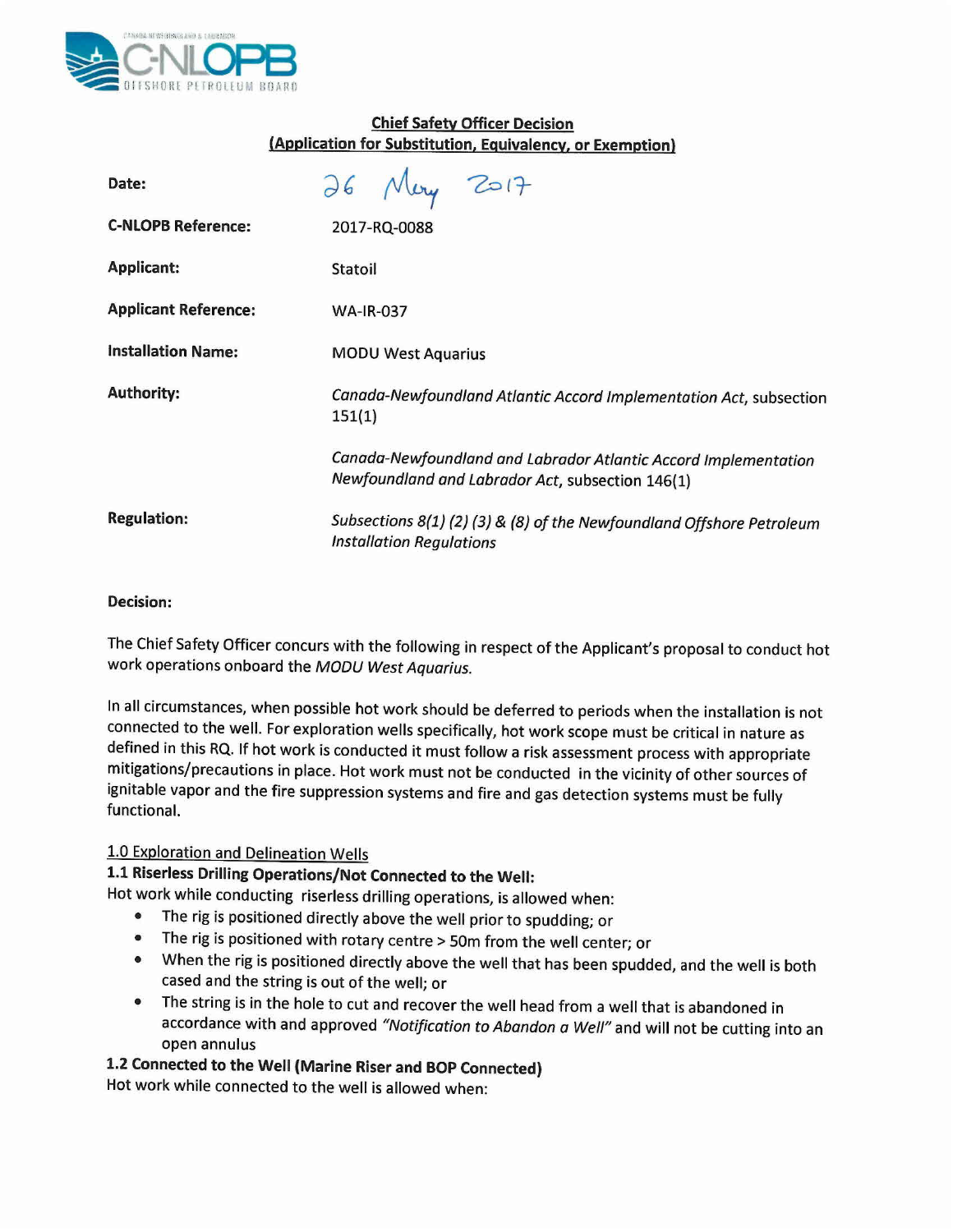## Chief Safety Officer Decision
## (Application for Substitution, Equivalency, or Exemption)

| | |
|---|---|
| **Date:** | 26 May 2017 |
| **C-NLOPB Reference:** | 2017-RQ-0088 |
| **Applicant:** | Statoil |
| **Applicant Reference:** | WA-IR-037 |
| **Installation Name:** | MODU West Aquarius |
| **Authority:** | *Canada-Newfoundland Atlantic Accord Implementation Act*, subsection 151(1)<br><br>*Canada-Newfoundland and Labrador Atlantic Accord Implementation Newfoundland and Labrador Act*, subsection 146(1) |
| **Regulation:** | *Subsections 8(1) (2) (3) & (8) of the Newfoundland Offshore Petroleum Installation Regulations* |

**Decision:**

The Chief Safety Officer concurs with the following in respect of the Applicant's proposal to conduct hot work operations onboard the *MODU West Aquarius.*

In all circumstances, when possible hot work should be deferred to periods when the installation is not connected to the well. For exploration wells specifically, hot work scope must be critical in nature as defined in this RQ. If hot work is conducted it must follow a risk assessment process with appropriate mitigations/precautions in place. Hot work must not be conducted in the vicinity of other sources of ignitable vapor and the fire suppression systems and fire and gas detection systems must be fully functional.

### 1.0 Exploration and Delineation Wells

#### 1.1 Riserless Drilling Operations/Not Connected to the Well:

Hot work while conducting riserless drilling operations, is allowed when:

- The rig is positioned directly above the well prior to spudding; or
- The rig is positioned with rotary centre > 50m from the well center; or
- When the rig is positioned directly above the well that has been spudded, and the well is both cased and the string is out of the well; or
- The string is in the hole to cut and recover the well head from a well that is abandoned in accordance with and approved *"Notification to Abandon a Well"* and will not be cutting into an open annulus

#### 1.2 Connected to the Well (Marine Riser and BOP Connected)

Hot work while connected to the well is allowed when: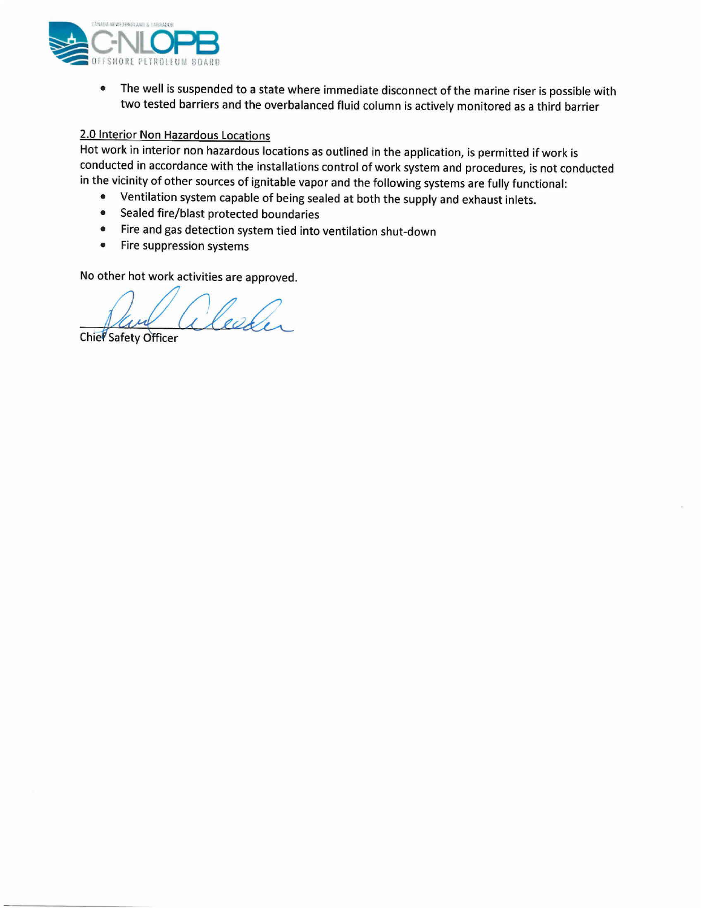- The well is suspended to a state where immediate disconnect of the marine riser is possible with two tested barriers and the overbalanced fluid column is actively monitored as a third barrier

2.0 Interior Non Hazardous Locations

Hot work in interior non hazardous locations as outlined in the application, is permitted if work is conducted in accordance with the installations control of work system and procedures, is not conducted in the vicinity of other sources of ignitable vapor and the following systems are fully functional:

- Ventilation system capable of being sealed at both the supply and exhaust inlets.
- Sealed fire/blast protected boundaries
- Fire and gas detection system tied into ventilation shut-down
- Fire suppression systems

No other hot work activities are approved.

Chief Safety Officer